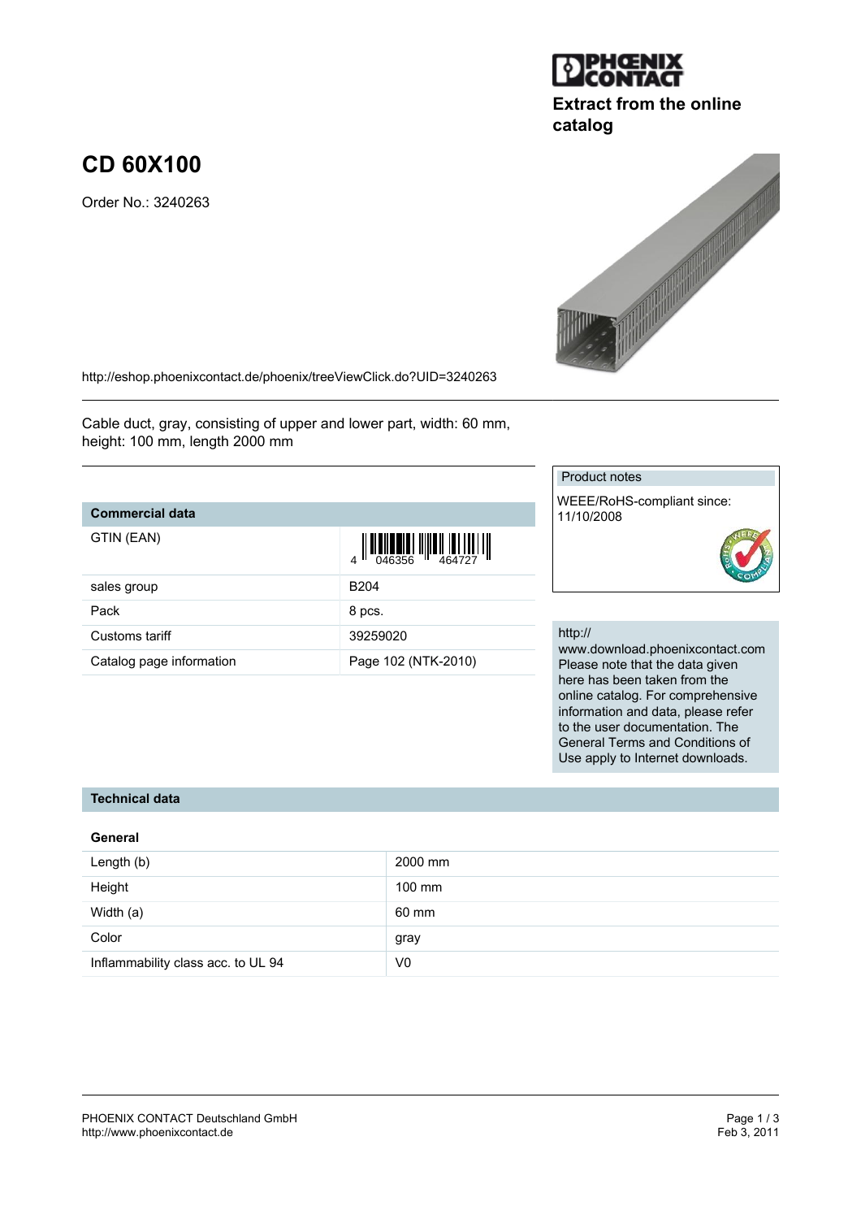Extract from the online catalog

# CD 60X100

Order No.: 3240263

http://eshop.phoenixcontact.de/phoenix/treeViewClick.do?UID=3240263

Cable duct, gray, consisting of upper and lower part, width: 60 mm, height: 100 mm, length 2000 mm

| Commercial data | |
|---|---|
| GTIN (EAN) | 4 046356 464727 |
| sales group | B204 |
| Pack | 8 pcs. |
| Customs tariff | 39259020 |
| Catalog page information | Page 102 (NTK-2010) |

Product notes

WEEE/RoHS-compliant since: 11/10/2008

http://www.download.phoenixcontact.com
Please note that the data given here has been taken from the online catalog. For comprehensive information and data, please refer to the user documentation. The General Terms and Conditions of Use apply to Internet downloads.

## Technical data

### General

| | |
|---|---|
| Length (b) | 2000 mm |
| Height | 100 mm |
| Width (a) | 60 mm |
| Color | gray |
| Inflammability class acc. to UL 94 | V0 |

PHOENIX CONTACT Deutschland GmbH
http://www.phoenixcontact.de

Feb 3, 2011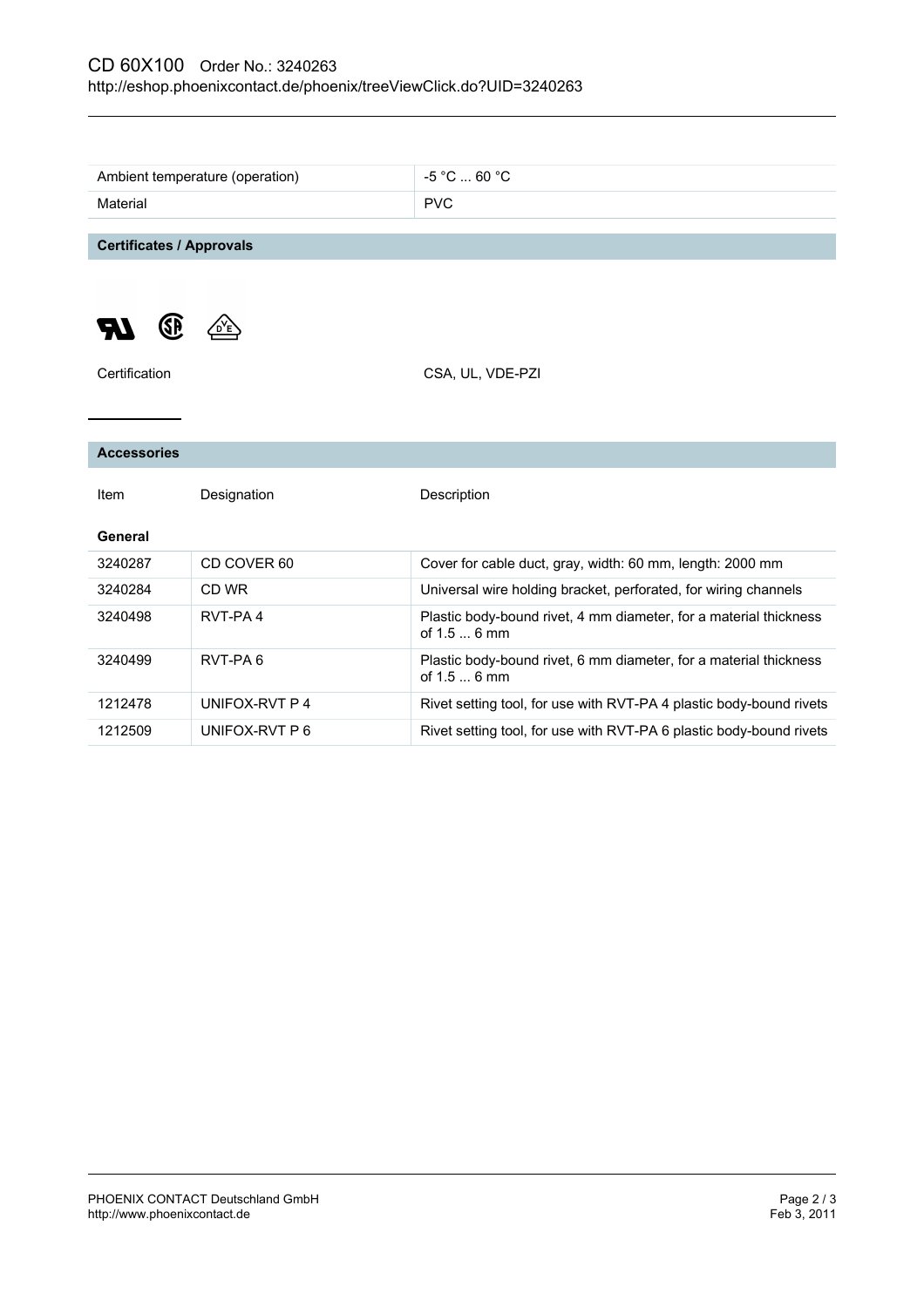| Ambient temperature (operation) | -5 °C ... 60 °C |
| --- | --- |
| Material | PVC |

## Certificates / Approvals

| Certification | CSA, UL, VDE-PZI |
| --- | --- |

## Accessories

| Item | Designation | Description |
| --- | --- | --- |
| **General** | | |
| 3240287 | CD COVER 60 | Cover for cable duct, gray, width: 60 mm, length: 2000 mm |
| 3240284 | CD WR | Universal wire holding bracket, perforated, for wiring channels |
| 3240498 | RVT-PA 4 | Plastic body-bound rivet, 4 mm diameter, for a material thickness of 1.5 ... 6 mm |
| 3240499 | RVT-PA 6 | Plastic body-bound rivet, 6 mm diameter, for a material thickness of 1.5 ... 6 mm |
| 1212478 | UNIFOX-RVT P 4 | Rivet setting tool, for use with RVT-PA 4 plastic body-bound rivets |
| 1212509 | UNIFOX-RVT P 6 | Rivet setting tool, for use with RVT-PA 6 plastic body-bound rivets |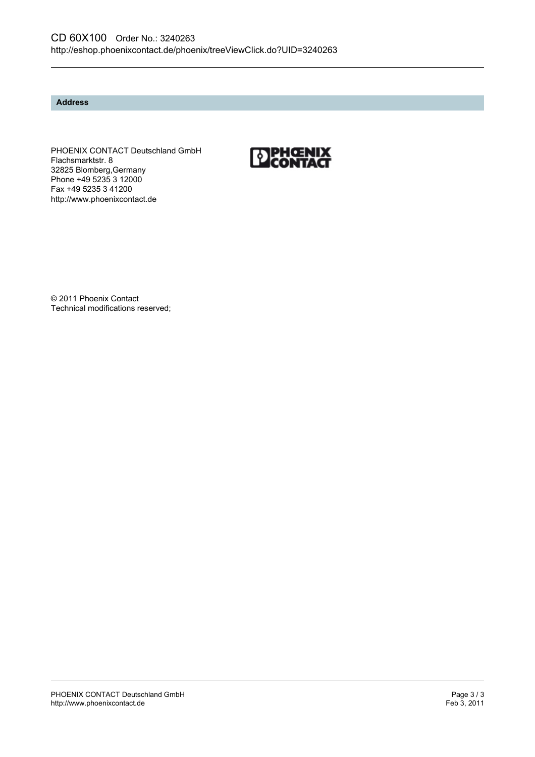## Address

PHOENIX CONTACT Deutschland GmbH
Flachsmarktstr. 8
32825 Blomberg,Germany
Phone +49 5235 3 12000
Fax +49 5235 3 41200
http://www.phoenixcontact.de

© 2011 Phoenix Contact
Technical modifications reserved;